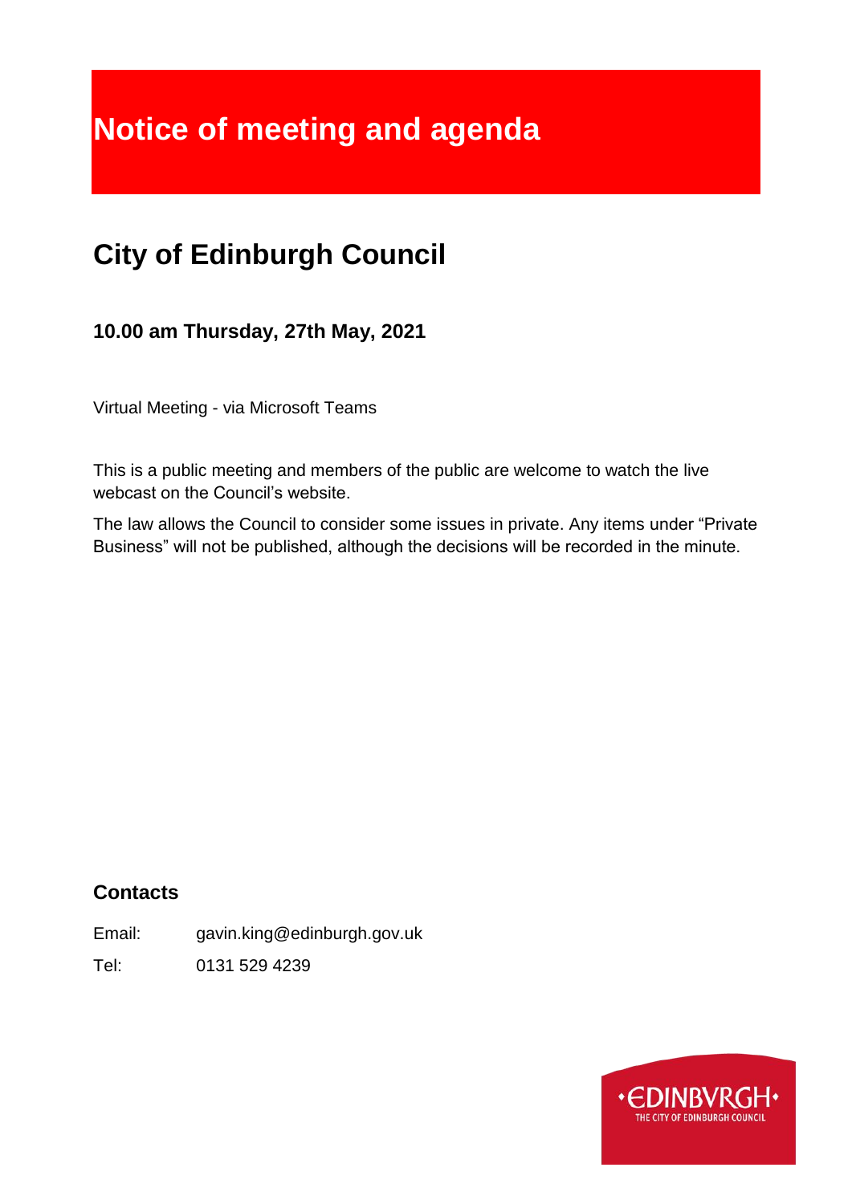# Notice of meeting and agenda

## City of Edinburgh Council

### 10.00 am Thursday, 27th May, 2021

Virtual Meeting - via Microsoft Teams

This is a public meeting and members of the public are welcome to watch the live webcast on the Council's website.

The law allows the Council to consider some issues in private. Any items under "Private Business" will not be published, although the decisions will be recorded in the minute.

### Contacts

Email: gavin.king@edinburgh.gov.uk

Tel: 0131 529 4239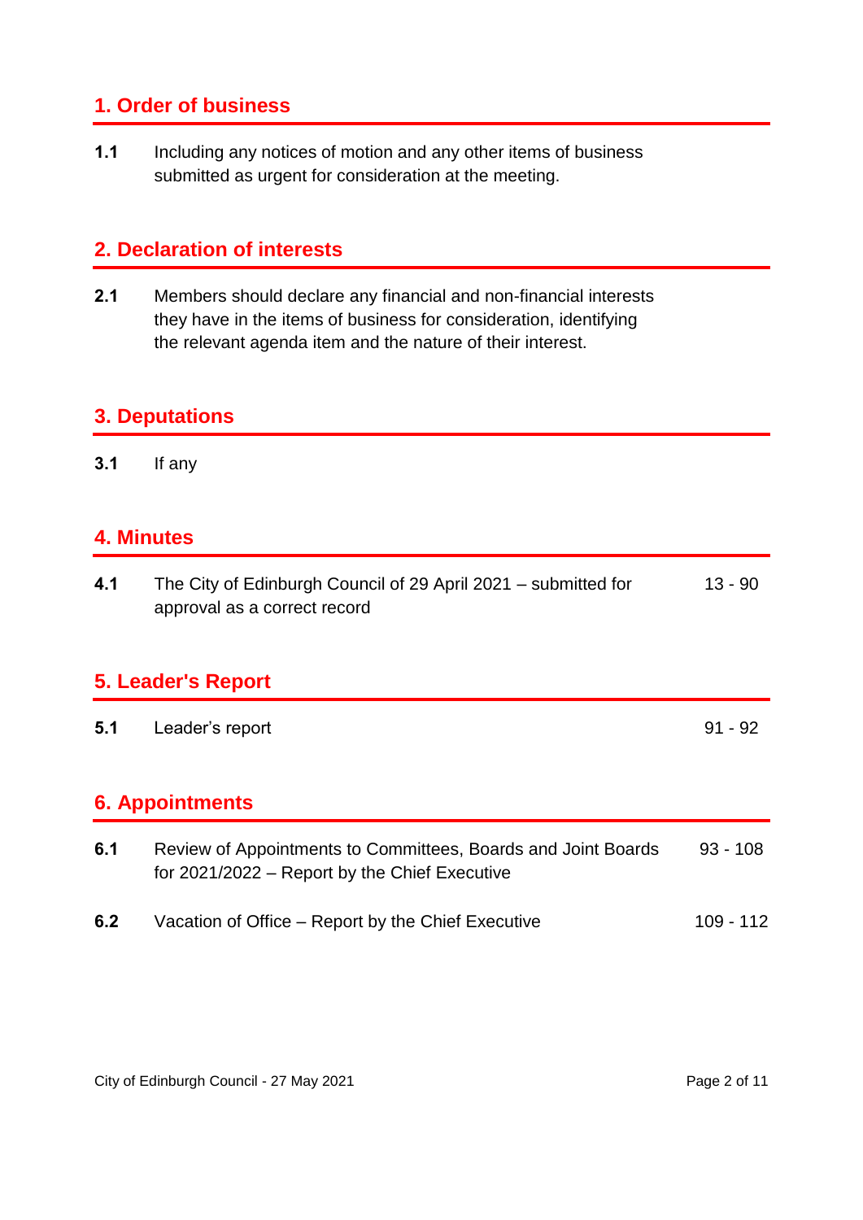## 1. Order of business

**1.1** Including any notices of motion and any other items of business submitted as urgent for consideration at the meeting.

## 2. Declaration of interests

**2.1** Members should declare any financial and non-financial interests they have in the items of business for consideration, identifying the relevant agenda item and the nature of their interest.

## 3. Deputations

**3.1** If any

## 4. Minutes

| | | |
|---|---|---|
| **4.1** | The City of Edinburgh Council of 29 April 2021 – submitted for approval as a correct record | 13 - 90 |

## 5. Leader's Report

| | | |
|---|---|---|
| **5.1** | Leader's report | 91 - 92 |

## 6. Appointments

| | | |
|---|---|---|
| **6.1** | Review of Appointments to Committees, Boards and Joint Boards for 2021/2022 – Report by the Chief Executive | 93 - 108 |
| **6.2** | Vacation of Office – Report by the Chief Executive | 109 - 112 |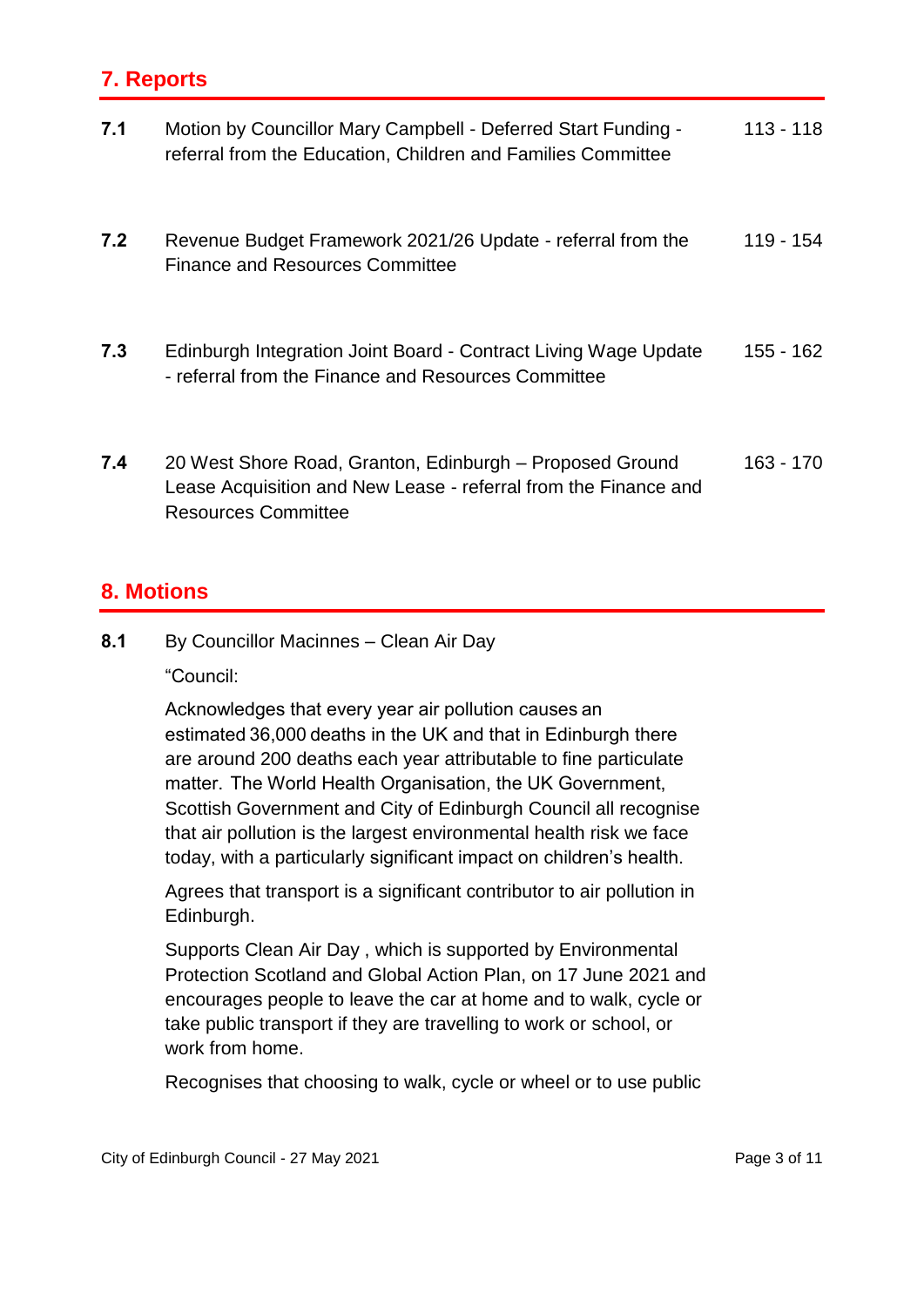## 7. Reports

| | | |
|---|---|---|
| **7.1** | Motion by Councillor Mary Campbell - Deferred Start Funding - referral from the Education, Children and Families Committee | 113 - 118 |
| **7.2** | Revenue Budget Framework 2021/26 Update - referral from the Finance and Resources Committee | 119 - 154 |
| **7.3** | Edinburgh Integration Joint Board - Contract Living Wage Update - referral from the Finance and Resources Committee | 155 - 162 |
| **7.4** | 20 West Shore Road, Granton, Edinburgh – Proposed Ground Lease Acquisition and New Lease - referral from the Finance and Resources Committee | 163 - 170 |

## 8. Motions

**8.1** By Councillor Macinnes – Clean Air Day

"Council:

Acknowledges that every year air pollution causes an estimated 36,000 deaths in the UK and that in Edinburgh there are around 200 deaths each year attributable to fine particulate matter. The World Health Organisation, the UK Government, Scottish Government and City of Edinburgh Council all recognise that air pollution is the largest environmental health risk we face today, with a particularly significant impact on children's health.

Agrees that transport is a significant contributor to air pollution in Edinburgh.

Supports Clean Air Day , which is supported by Environmental Protection Scotland and Global Action Plan, on 17 June 2021 and encourages people to leave the car at home and to walk, cycle or take public transport if they are travelling to work or school, or work from home.

Recognises that choosing to walk, cycle or wheel or to use public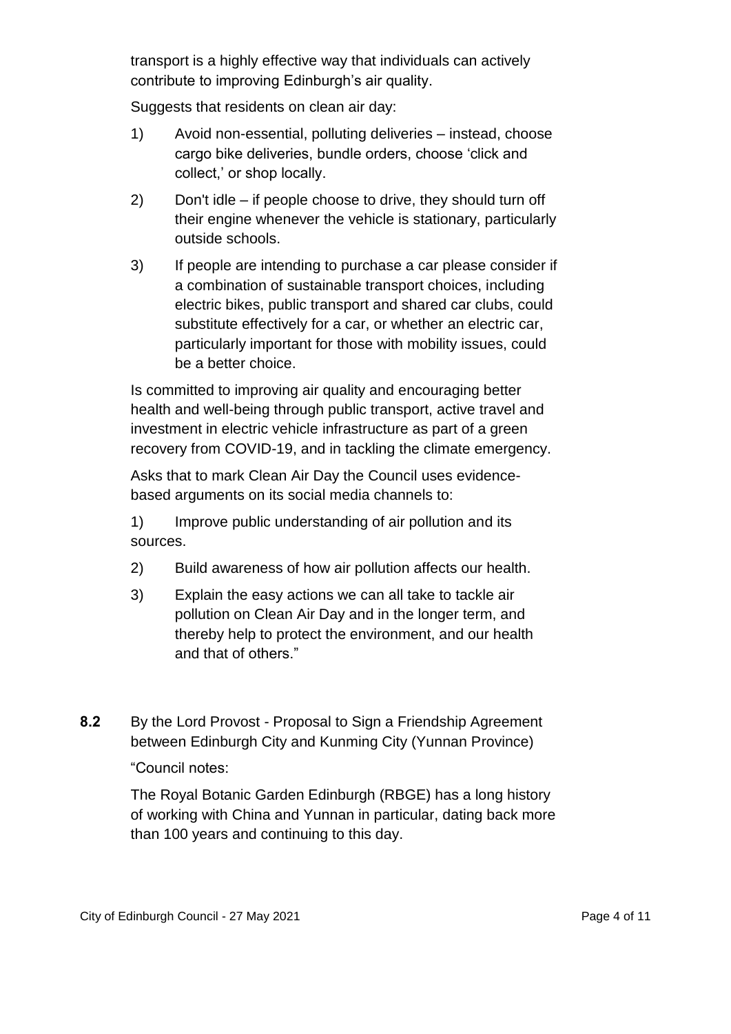transport is a highly effective way that individuals can actively contribute to improving Edinburgh's air quality.

Suggests that residents on clean air day:

1) Avoid non-essential, polluting deliveries – instead, choose cargo bike deliveries, bundle orders, choose 'click and collect,' or shop locally.

2) Don't idle – if people choose to drive, they should turn off their engine whenever the vehicle is stationary, particularly outside schools.

3) If people are intending to purchase a car please consider if a combination of sustainable transport choices, including electric bikes, public transport and shared car clubs, could substitute effectively for a car, or whether an electric car, particularly important for those with mobility issues, could be a better choice.

Is committed to improving air quality and encouraging better health and well-being through public transport, active travel and investment in electric vehicle infrastructure as part of a green recovery from COVID-19, and in tackling the climate emergency.

Asks that to mark Clean Air Day the Council uses evidence-based arguments on its social media channels to:

1) Improve public understanding of air pollution and its sources.

2) Build awareness of how air pollution affects our health.

3) Explain the easy actions we can all take to tackle air pollution on Clean Air Day and in the longer term, and thereby help to protect the environment, and our health and that of others."

**8.2** By the Lord Provost - Proposal to Sign a Friendship Agreement between Edinburgh City and Kunming City (Yunnan Province)

"Council notes:

The Royal Botanic Garden Edinburgh (RBGE) has a long history of working with China and Yunnan in particular, dating back more than 100 years and continuing to this day.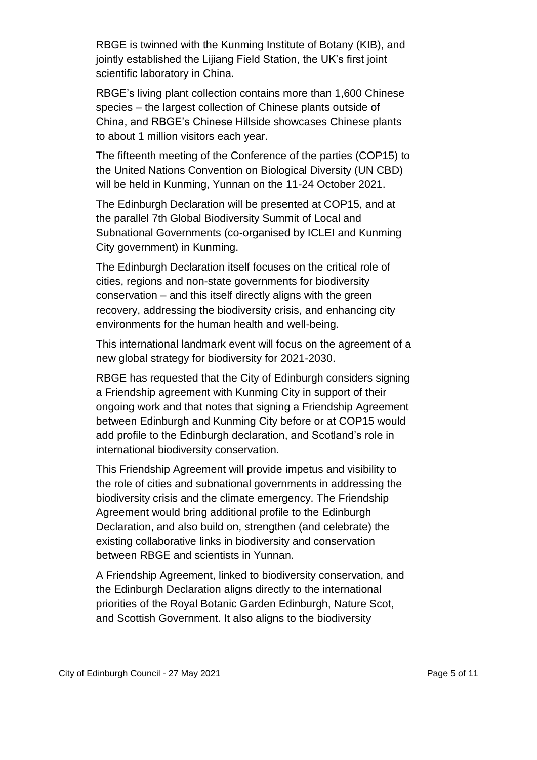RBGE is twinned with the Kunming Institute of Botany (KIB), and jointly established the Lijiang Field Station, the UK's first joint scientific laboratory in China.

RBGE's living plant collection contains more than 1,600 Chinese species – the largest collection of Chinese plants outside of China, and RBGE's Chinese Hillside showcases Chinese plants to about 1 million visitors each year.

The fifteenth meeting of the Conference of the parties (COP15) to the United Nations Convention on Biological Diversity (UN CBD) will be held in Kunming, Yunnan on the 11-24 October 2021.

The Edinburgh Declaration will be presented at COP15, and at the parallel 7th Global Biodiversity Summit of Local and Subnational Governments (co-organised by ICLEI and Kunming City government) in Kunming.

The Edinburgh Declaration itself focuses on the critical role of cities, regions and non-state governments for biodiversity conservation – and this itself directly aligns with the green recovery, addressing the biodiversity crisis, and enhancing city environments for the human health and well-being.

This international landmark event will focus on the agreement of a new global strategy for biodiversity for 2021-2030.

RBGE has requested that the City of Edinburgh considers signing a Friendship agreement with Kunming City in support of their ongoing work and that notes that signing a Friendship Agreement between Edinburgh and Kunming City before or at COP15 would add profile to the Edinburgh declaration, and Scotland's role in international biodiversity conservation.

This Friendship Agreement will provide impetus and visibility to the role of cities and subnational governments in addressing the biodiversity crisis and the climate emergency. The Friendship Agreement would bring additional profile to the Edinburgh Declaration, and also build on, strengthen (and celebrate) the existing collaborative links in biodiversity and conservation between RBGE and scientists in Yunnan.

A Friendship Agreement, linked to biodiversity conservation, and the Edinburgh Declaration aligns directly to the international priorities of the Royal Botanic Garden Edinburgh, Nature Scot, and Scottish Government. It also aligns to the biodiversity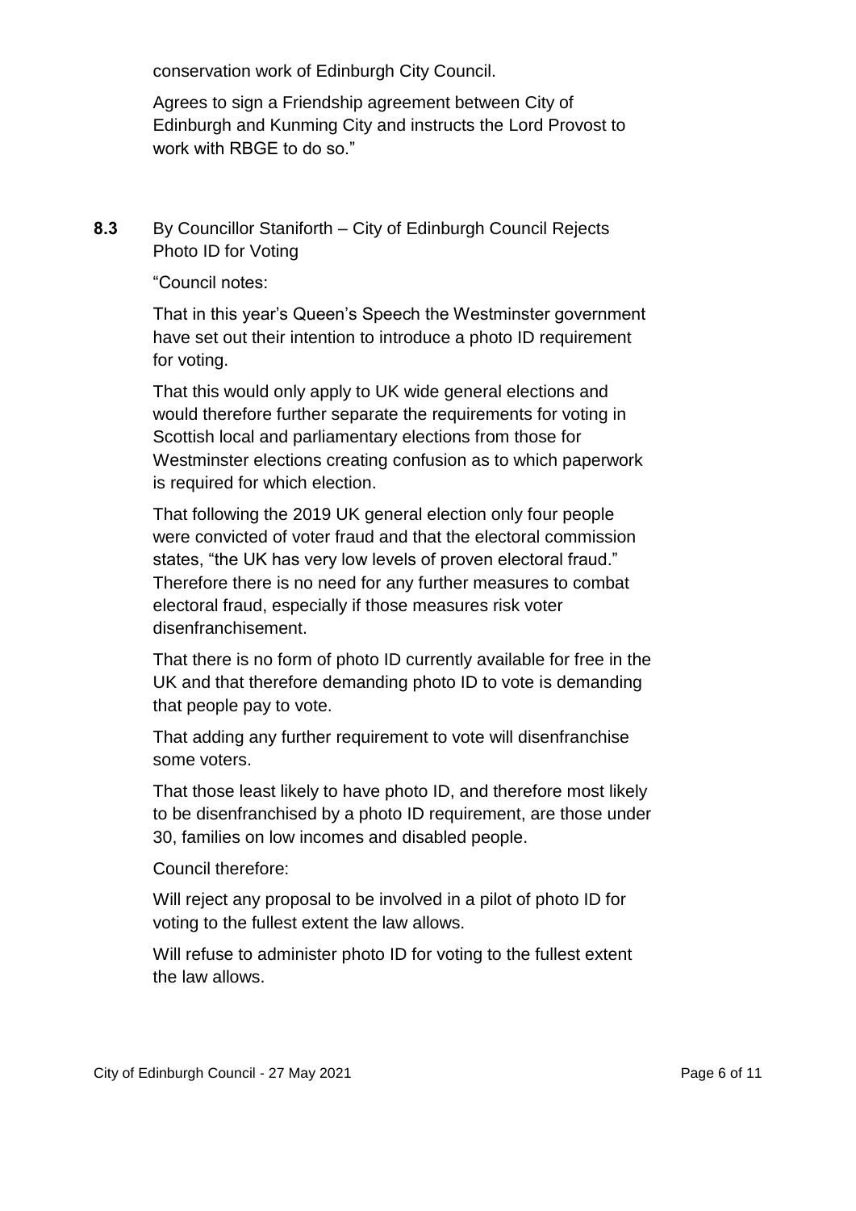conservation work of Edinburgh City Council.

Agrees to sign a Friendship agreement between City of Edinburgh and Kunming City and instructs the Lord Provost to work with RBGE to do so."

**8.3** By Councillor Staniforth – City of Edinburgh Council Rejects Photo ID for Voting

"Council notes:

That in this year's Queen's Speech the Westminster government have set out their intention to introduce a photo ID requirement for voting.

That this would only apply to UK wide general elections and would therefore further separate the requirements for voting in Scottish local and parliamentary elections from those for Westminster elections creating confusion as to which paperwork is required for which election.

That following the 2019 UK general election only four people were convicted of voter fraud and that the electoral commission states, "the UK has very low levels of proven electoral fraud." Therefore there is no need for any further measures to combat electoral fraud, especially if those measures risk voter disenfranchisement.

That there is no form of photo ID currently available for free in the UK and that therefore demanding photo ID to vote is demanding that people pay to vote.

That adding any further requirement to vote will disenfranchise some voters.

That those least likely to have photo ID, and therefore most likely to be disenfranchised by a photo ID requirement, are those under 30, families on low incomes and disabled people.

Council therefore:

Will reject any proposal to be involved in a pilot of photo ID for voting to the fullest extent the law allows.

Will refuse to administer photo ID for voting to the fullest extent the law allows.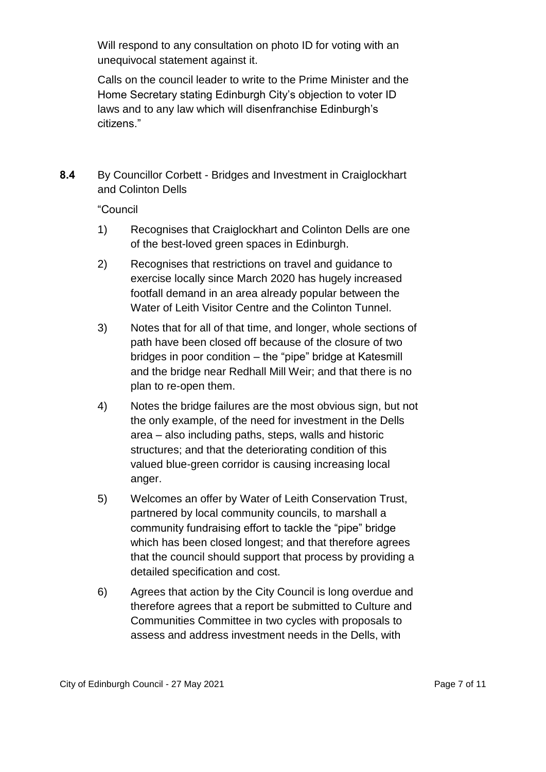Will respond to any consultation on photo ID for voting with an unequivocal statement against it.

Calls on the council leader to write to the Prime Minister and the Home Secretary stating Edinburgh City's objection to voter ID laws and to any law which will disenfranchise Edinburgh's citizens."

**8.4** By Councillor Corbett - Bridges and Investment in Craiglockhart and Colinton Dells

"Council

1) Recognises that Craiglockhart and Colinton Dells are one of the best-loved green spaces in Edinburgh.

2) Recognises that restrictions on travel and guidance to exercise locally since March 2020 has hugely increased footfall demand in an area already popular between the Water of Leith Visitor Centre and the Colinton Tunnel.

3) Notes that for all of that time, and longer, whole sections of path have been closed off because of the closure of two bridges in poor condition – the "pipe" bridge at Katesmill and the bridge near Redhall Mill Weir; and that there is no plan to re-open them.

4) Notes the bridge failures are the most obvious sign, but not the only example, of the need for investment in the Dells area – also including paths, steps, walls and historic structures; and that the deteriorating condition of this valued blue-green corridor is causing increasing local anger.

5) Welcomes an offer by Water of Leith Conservation Trust, partnered by local community councils, to marshall a community fundraising effort to tackle the "pipe" bridge which has been closed longest; and that therefore agrees that the council should support that process by providing a detailed specification and cost.

6) Agrees that action by the City Council is long overdue and therefore agrees that a report be submitted to Culture and Communities Committee in two cycles with proposals to assess and address investment needs in the Dells, with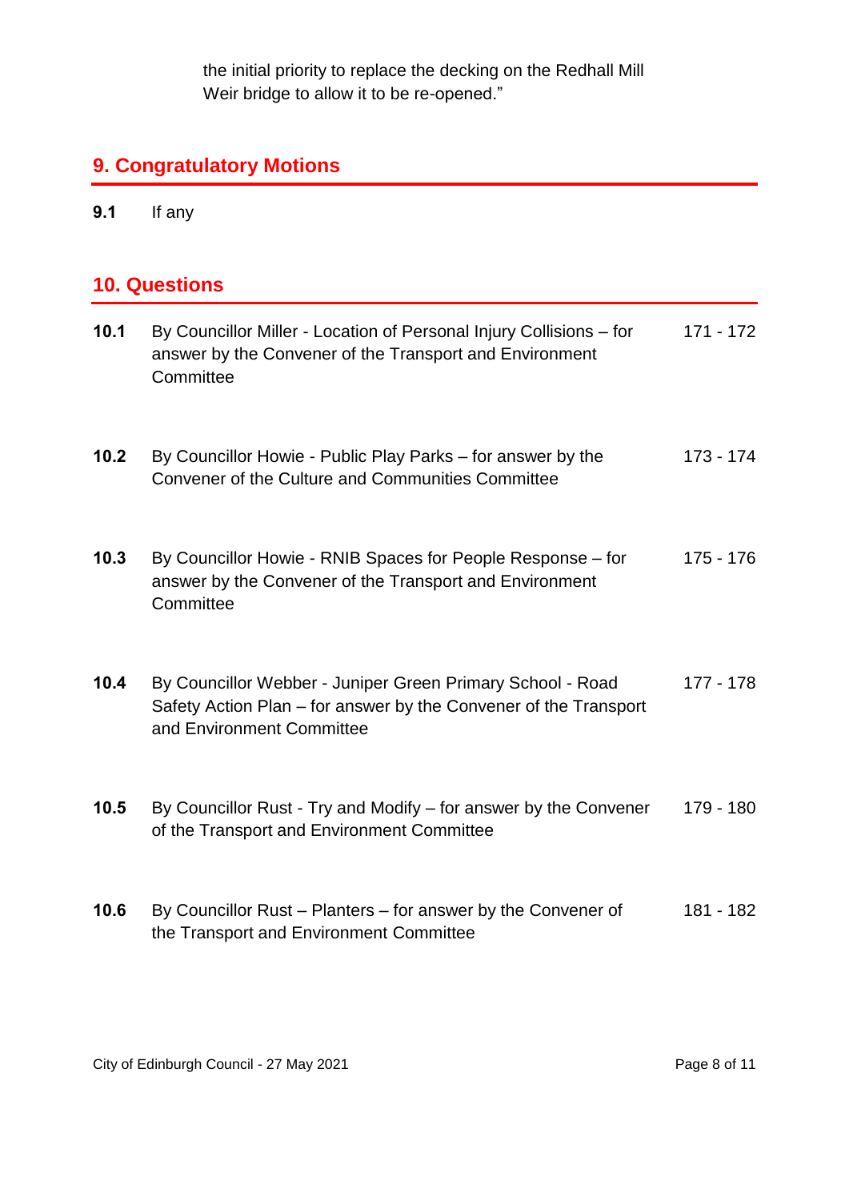the initial priority to replace the decking on the Redhall Mill Weir bridge to allow it to be re-opened."

## 9. Congratulatory Motions

| | | |
|---|---|---|
| **9.1** | If any | |

## 10. Questions

| | | |
|---|---|---|
| **10.1** | By Councillor Miller - Location of Personal Injury Collisions – for answer by the Convener of the Transport and Environment Committee | 171 - 172 |
| **10.2** | By Councillor Howie - Public Play Parks – for answer by the Convener of the Culture and Communities Committee | 173 - 174 |
| **10.3** | By Councillor Howie - RNIB Spaces for People Response – for answer by the Convener of the Transport and Environment Committee | 175 - 176 |
| **10.4** | By Councillor Webber - Juniper Green Primary School - Road Safety Action Plan – for answer by the Convener of the Transport and Environment Committee | 177 - 178 |
| **10.5** | By Councillor Rust - Try and Modify – for answer by the Convener of the Transport and Environment Committee | 179 - 180 |
| **10.6** | By Councillor Rust – Planters – for answer by the Convener of the Transport and Environment Committee | 181 - 182 |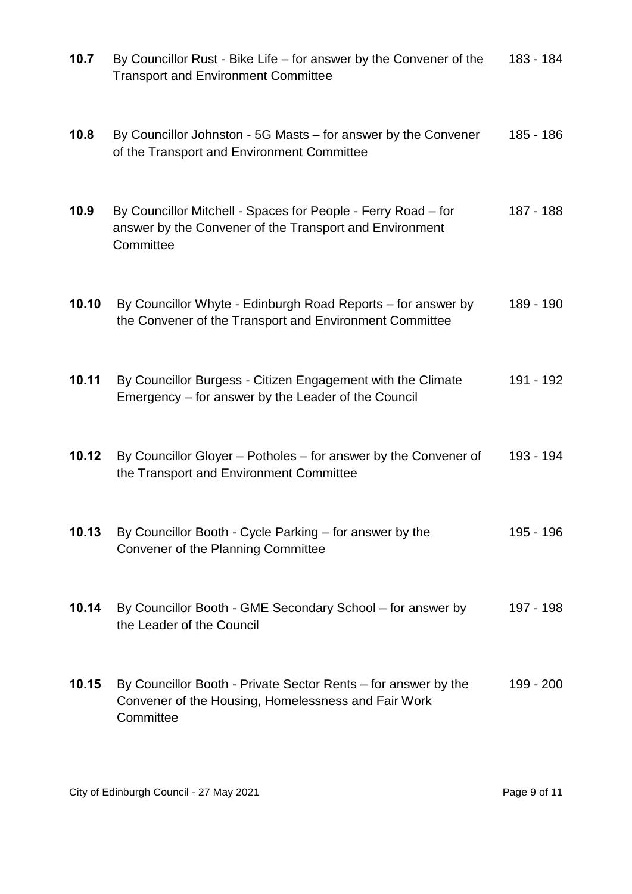| | | |
|---|---|---|
| **10.7** | By Councillor Rust - Bike Life – for answer by the Convener of the Transport and Environment Committee | 183 - 184 |
| **10.8** | By Councillor Johnston - 5G Masts – for answer by the Convener of the Transport and Environment Committee | 185 - 186 |
| **10.9** | By Councillor Mitchell - Spaces for People - Ferry Road – for answer by the Convener of the Transport and Environment Committee | 187 - 188 |
| **10.10** | By Councillor Whyte - Edinburgh Road Reports – for answer by the Convener of the Transport and Environment Committee | 189 - 190 |
| **10.11** | By Councillor Burgess - Citizen Engagement with the Climate Emergency – for answer by the Leader of the Council | 191 - 192 |
| **10.12** | By Councillor Gloyer – Potholes – for answer by the Convener of the Transport and Environment Committee | 193 - 194 |
| **10.13** | By Councillor Booth - Cycle Parking – for answer by the Convener of the Planning Committee | 195 - 196 |
| **10.14** | By Councillor Booth - GME Secondary School – for answer by the Leader of the Council | 197 - 198 |
| **10.15** | By Councillor Booth - Private Sector Rents – for answer by the Convener of the Housing, Homelessness and Fair Work Committee | 199 - 200 |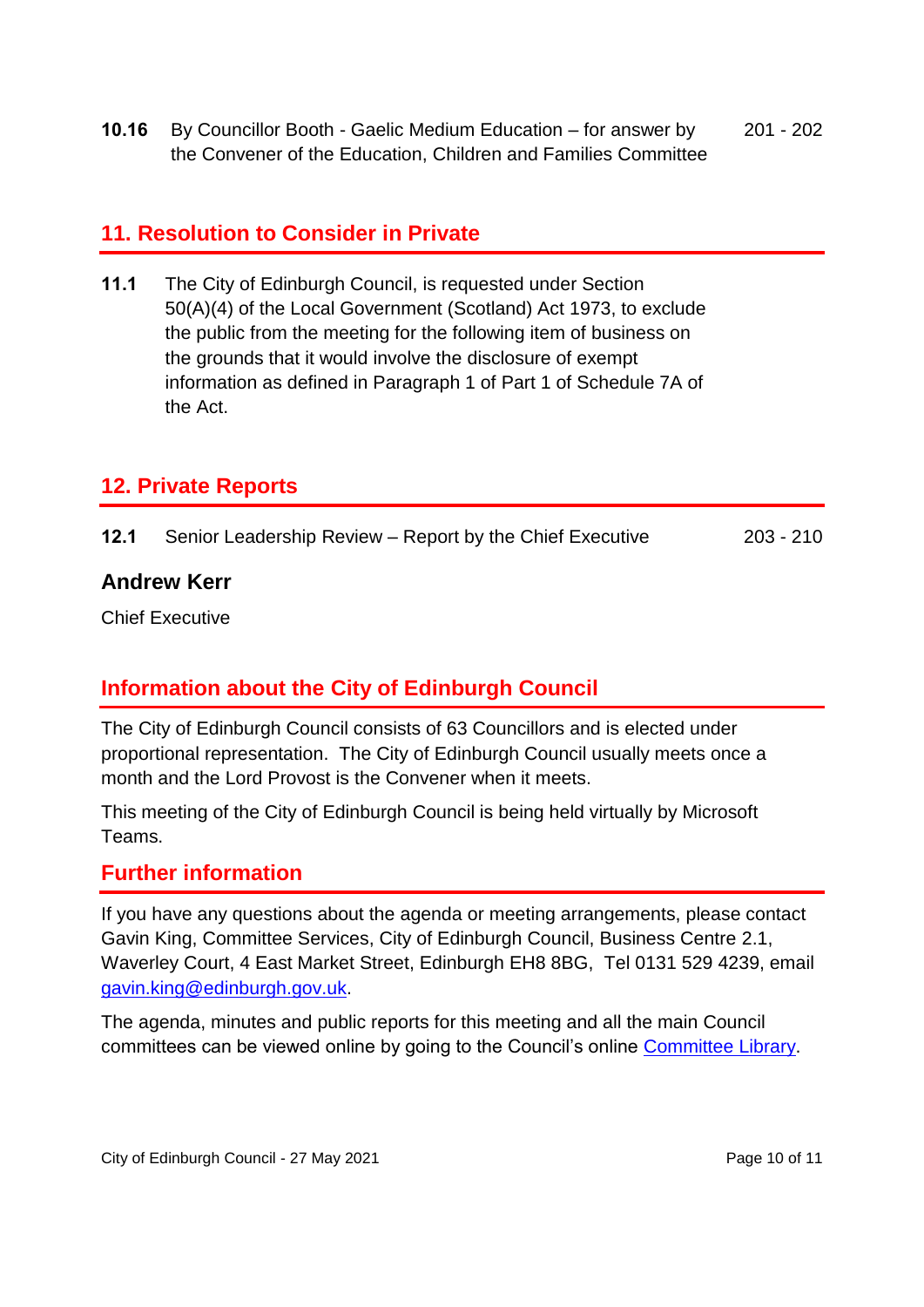| | | |
|---|---|---|
| **10.16** | By Councillor Booth - Gaelic Medium Education – for answer by the Convener of the Education, Children and Families Committee | 201 - 202 |

## 11. Resolution to Consider in Private

**11.1** The City of Edinburgh Council, is requested under Section 50(A)(4) of the Local Government (Scotland) Act 1973, to exclude the public from the meeting for the following item of business on the grounds that it would involve the disclosure of exempt information as defined in Paragraph 1 of Part 1 of Schedule 7A of the Act.

## 12. Private Reports

| | | |
|---|---|---|
| **12.1** | Senior Leadership Review – Report by the Chief Executive | 203 - 210 |

### Andrew Kerr

Chief Executive

## Information about the City of Edinburgh Council

The City of Edinburgh Council consists of 63 Councillors and is elected under proportional representation. The City of Edinburgh Council usually meets once a month and the Lord Provost is the Convener when it meets.

This meeting of the City of Edinburgh Council is being held virtually by Microsoft Teams.

## Further information

If you have any questions about the agenda or meeting arrangements, please contact Gavin King, Committee Services, City of Edinburgh Council, Business Centre 2.1, Waverley Court, 4 East Market Street, Edinburgh EH8 8BG, Tel 0131 529 4239, email gavin.king@edinburgh.gov.uk.

The agenda, minutes and public reports for this meeting and all the main Council committees can be viewed online by going to the Council's online Committee Library.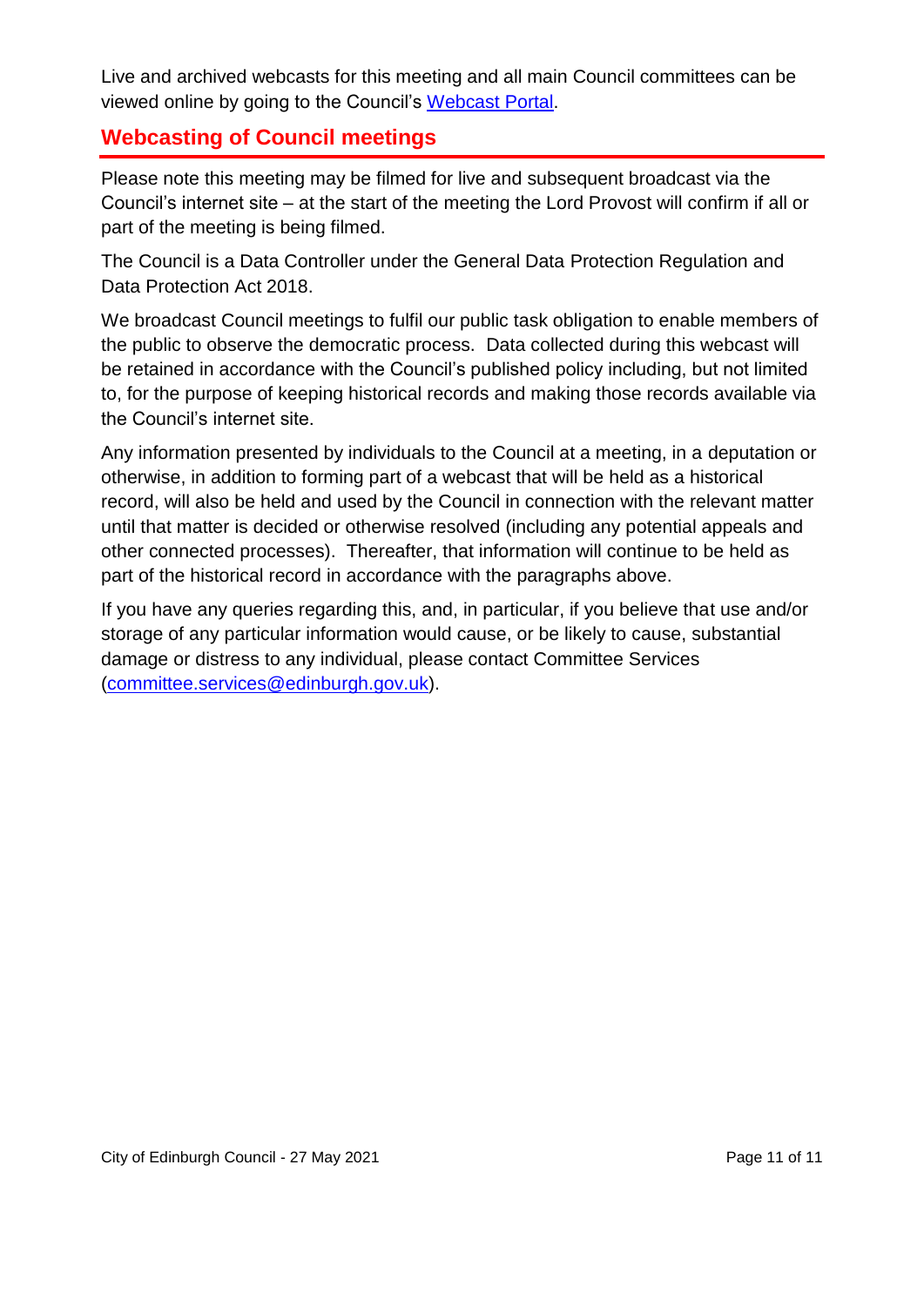Live and archived webcasts for this meeting and all main Council committees can be viewed online by going to the Council's [Webcast Portal](Webcast Portal).

## Webcasting of Council meetings

Please note this meeting may be filmed for live and subsequent broadcast via the Council's internet site – at the start of the meeting the Lord Provost will confirm if all or part of the meeting is being filmed.

The Council is a Data Controller under the General Data Protection Regulation and Data Protection Act 2018.

We broadcast Council meetings to fulfil our public task obligation to enable members of the public to observe the democratic process. Data collected during this webcast will be retained in accordance with the Council's published policy including, but not limited to, for the purpose of keeping historical records and making those records available via the Council's internet site.

Any information presented by individuals to the Council at a meeting, in a deputation or otherwise, in addition to forming part of a webcast that will be held as a historical record, will also be held and used by the Council in connection with the relevant matter until that matter is decided or otherwise resolved (including any potential appeals and other connected processes). Thereafter, that information will continue to be held as part of the historical record in accordance with the paragraphs above.

If you have any queries regarding this, and, in particular, if you believe that use and/or storage of any particular information would cause, or be likely to cause, substantial damage or distress to any individual, please contact Committee Services (committee.services@edinburgh.gov.uk).